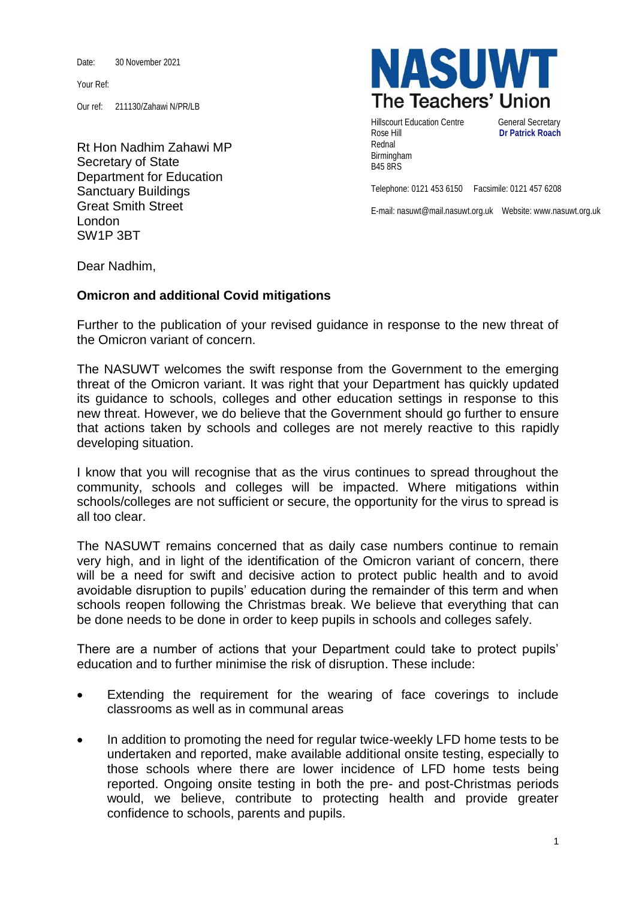Date: 30 November 2021

Your Ref:

Our ref: 211130/Zahawi N/PR/LB

**NASUWT**
**The Teachers' Union**

Hillscourt Education Centre
Rose Hill
Rednal
Birmingham
B45 8RS

General Secretary
**Dr Patrick Roach**

Telephone: 0121 453 6150 Facsimile: 0121 457 6208

E-mail: nasuwt@mail.nasuwt.org.uk Website: www.nasuwt.org.uk

Rt Hon Nadhim Zahawi MP
Secretary of State
Department for Education
Sanctuary Buildings
Great Smith Street
London
SW1P 3BT

Dear Nadhim,

**Omicron and additional Covid mitigations**

Further to the publication of your revised guidance in response to the new threat of the Omicron variant of concern.

The NASUWT welcomes the swift response from the Government to the emerging threat of the Omicron variant. It was right that your Department has quickly updated its guidance to schools, colleges and other education settings in response to this new threat. However, we do believe that the Government should go further to ensure that actions taken by schools and colleges are not merely reactive to this rapidly developing situation.

I know that you will recognise that as the virus continues to spread throughout the community, schools and colleges will be impacted. Where mitigations within schools/colleges are not sufficient or secure, the opportunity for the virus to spread is all too clear.

The NASUWT remains concerned that as daily case numbers continue to remain very high, and in light of the identification of the Omicron variant of concern, there will be a need for swift and decisive action to protect public health and to avoid avoidable disruption to pupils' education during the remainder of this term and when schools reopen following the Christmas break. We believe that everything that can be done needs to be done in order to keep pupils in schools and colleges safely.

There are a number of actions that your Department could take to protect pupils' education and to further minimise the risk of disruption. These include:

- Extending the requirement for the wearing of face coverings to include classrooms as well as in communal areas

- In addition to promoting the need for regular twice-weekly LFD home tests to be undertaken and reported, make available additional onsite testing, especially to those schools where there are lower incidence of LFD home tests being reported. Ongoing onsite testing in both the pre- and post-Christmas periods would, we believe, contribute to protecting health and provide greater confidence to schools, parents and pupils.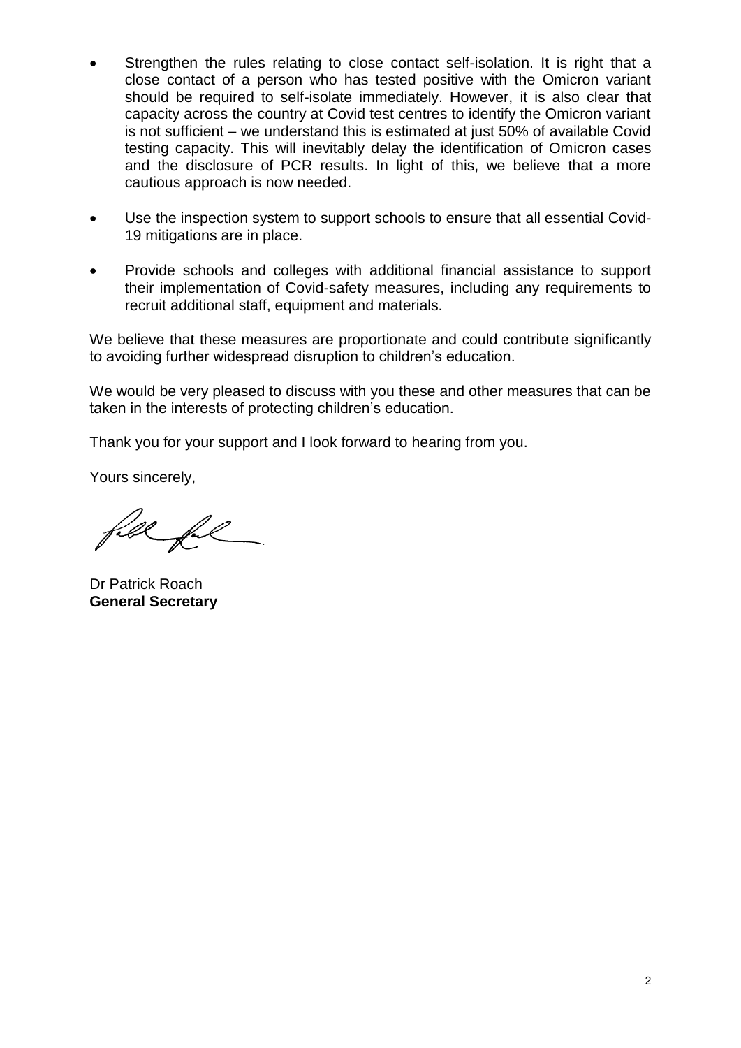- Strengthen the rules relating to close contact self-isolation. It is right that a close contact of a person who has tested positive with the Omicron variant should be required to self-isolate immediately. However, it is also clear that capacity across the country at Covid test centres to identify the Omicron variant is not sufficient – we understand this is estimated at just 50% of available Covid testing capacity. This will inevitably delay the identification of Omicron cases and the disclosure of PCR results. In light of this, we believe that a more cautious approach is now needed.

- Use the inspection system to support schools to ensure that all essential Covid-19 mitigations are in place.

- Provide schools and colleges with additional financial assistance to support their implementation of Covid-safety measures, including any requirements to recruit additional staff, equipment and materials.

We believe that these measures are proportionate and could contribute significantly to avoiding further widespread disruption to children's education.

We would be very pleased to discuss with you these and other measures that can be taken in the interests of protecting children's education.

Thank you for your support and I look forward to hearing from you.

Yours sincerely,

Dr Patrick Roach
**General Secretary**